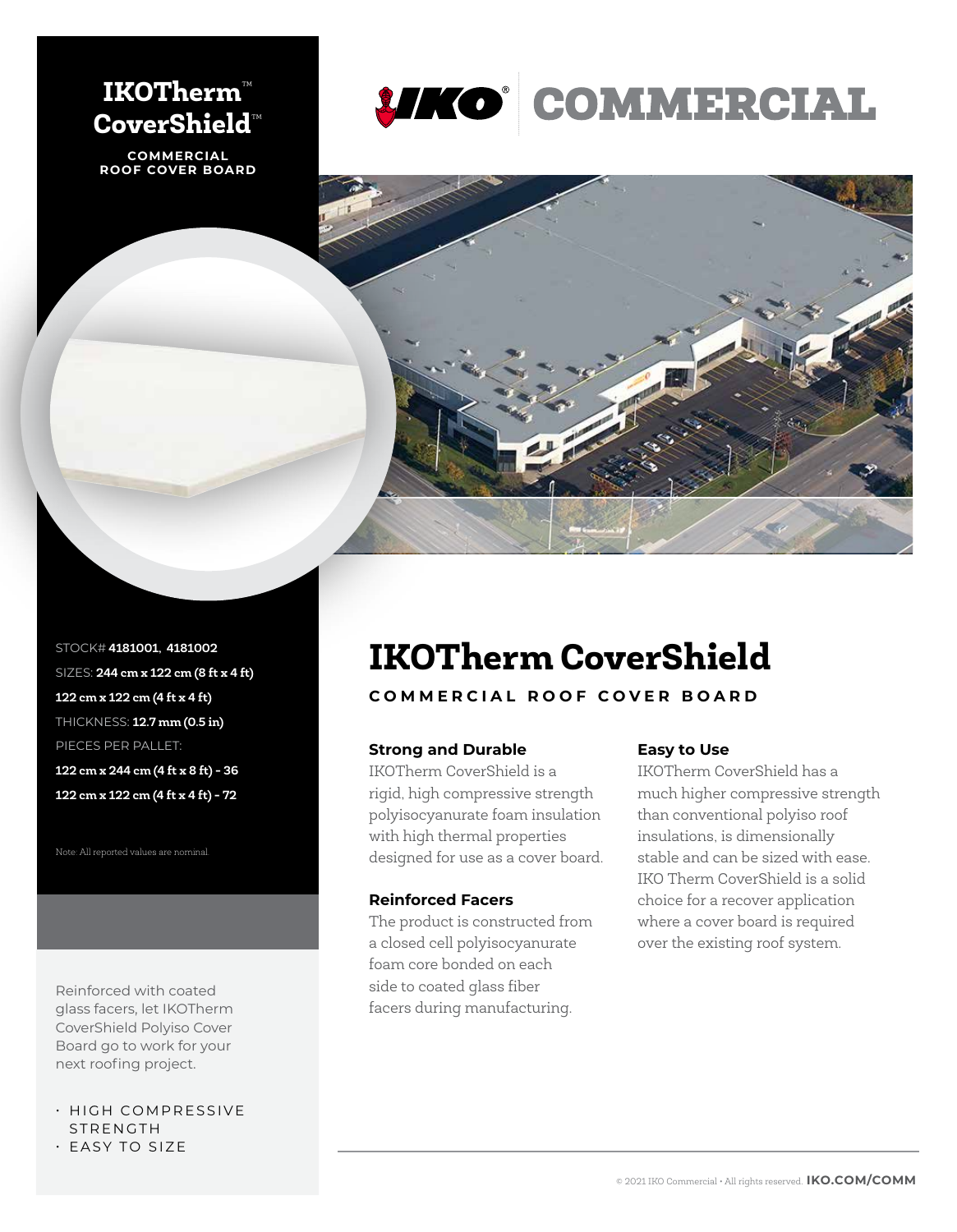# IKOTherm™ CoverShield™

**COMMERCIAL ROOF COVER BOARD**

IKO COMMERCIAL

STOCK# **4181001, 4181002**

SIZES: **244 cm x 122 cm (8 ft x 4 ft)**

**122 cm x 122 cm (4 ft x 4 ft)**

THICKNESS: **12.7 mm (0.5 in)**

PIECES PER PALLET:

**122 cm x 244 cm (4 ft x 8 ft) - 36**

**122 cm x 122 cm (4 ft x 4 ft) - 72**

Note: All reported values are nominal.

Reinforced with coated glass facers, let IKOTherm CoverShield Polyiso Cover Board go to work for your next roofing project.

- HIGH COMPRESSIVE STRENGTH
- EASY TO SIZE

## IKOTherm CoverShield

**COMMERCIAL ROOF COVER BOARD**

### Strong and Durable

IKOTherm CoverShield is a rigid, high compressive strength polyisocyanurate foam insulation with high thermal properties designed for use as a cover board.

### Reinforced Facers

The product is constructed from a closed cell polyisocyanurate foam core bonded on each side to coated glass fiber facers during manufacturing.

### Easy to Use

IKOTherm CoverShield has a much higher compressive strength than conventional polyiso roof insulations, is dimensionally stable and can be sized with ease. IKO Therm CoverShield is a solid choice for a recover application where a cover board is required over the existing roof system.

© 2021 IKO Commercial • All rights reserved. **IKO.COM/COMM**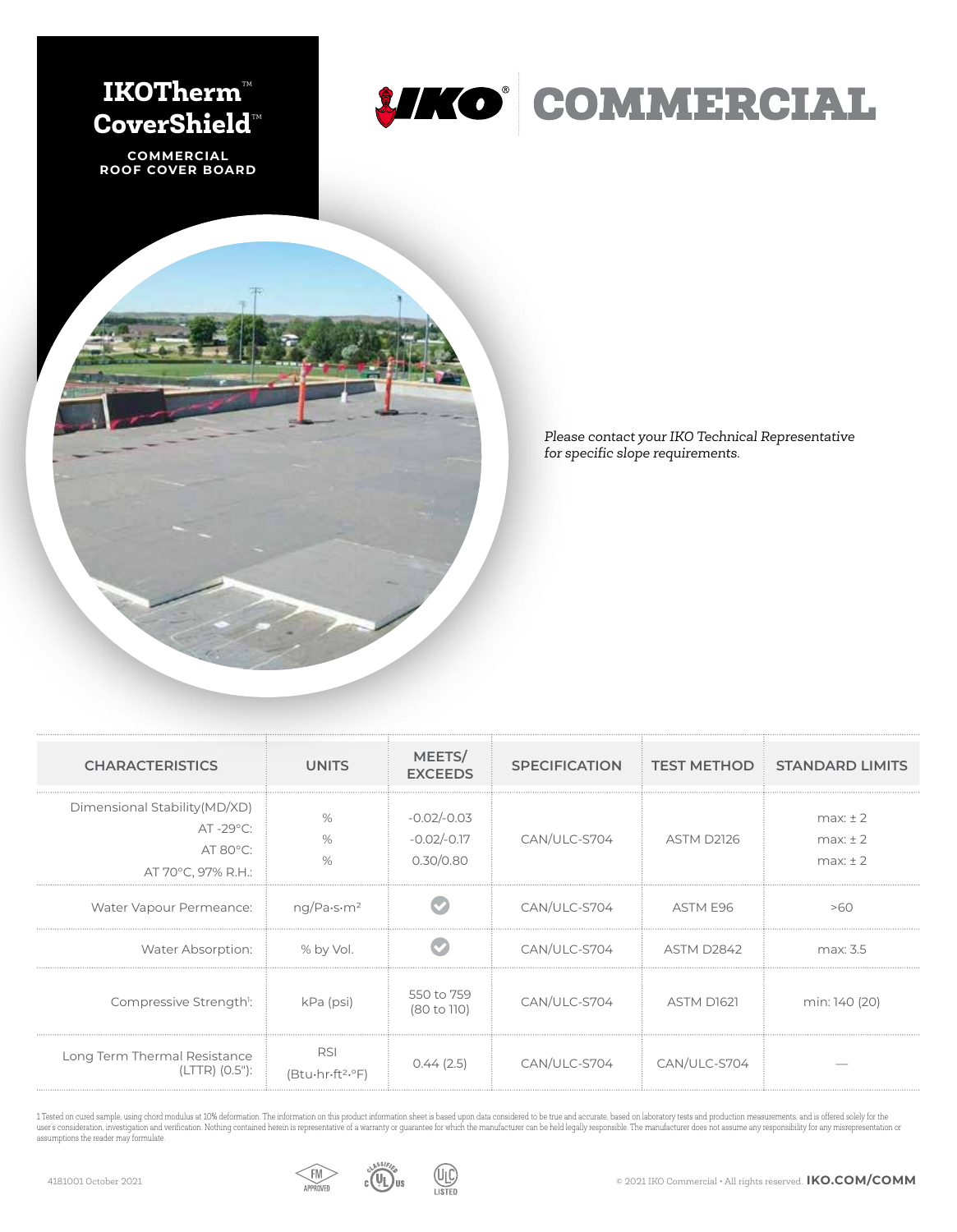# IKOTherm™ CoverShield™

**COMMERCIAL ROOF COVER BOARD**

IKO® COMMERCIAL

*Please contact your IKO Technical Representative for specific slope requirements.*

| CHARACTERISTICS | UNITS | MEETS/ EXCEEDS | SPECIFICATION | TEST METHOD | STANDARD LIMITS |
|---|---|---|---|---|---|
| Dimensional Stability(MD/XD) AT -29°C: AT 80°C: AT 70°C, 97% R.H.: | % % % | -0.02/-0.03 -0.02/-0.17 0.30/0.80 | CAN/ULC-S704 | ASTM D2126 | max: ± 2 max: ± 2 max: ± 2 |
| Water Vapour Permeance: | ng/Pa·s·m² | ✓ | CAN/ULC-S704 | ASTM E96 | >60 |
| Water Absorption: | % by Vol. | ✓ | CAN/ULC-S704 | ASTM D2842 | max: 3.5 |
| Compressive Strength[1]: | kPa (psi) | 550 to 759 (80 to 110) | CAN/ULC-S704 | ASTM D1621 | min: 140 (20) |
| Long Term Thermal Resistance (LTTR) (0.5"): | RSI (Btu·hr·ft²·°F) | 0.44 (2.5) | CAN/ULC-S704 | CAN/ULC-S704 | — |

1 Tested on cured sample, using chord modulus at 10% deformation. The information on this product information sheet is based upon data considered to be true and accurate, based on laboratory tests and production measurements, and is offered solely for the user's consideration, investigation and verification. Nothing contained herein is representative of a warranty or guarantee for which the manufacturer can be held legally responsible. The manufacturer does not assume any responsibility for any misrepresentation or assumptions the reader may formulate.

4181001 October 2021

FM APPROVED · CLASSIFIED c UL US · ULC LISTED

© 2021 IKO Commercial • All rights reserved. **IKO.COM/COMM**